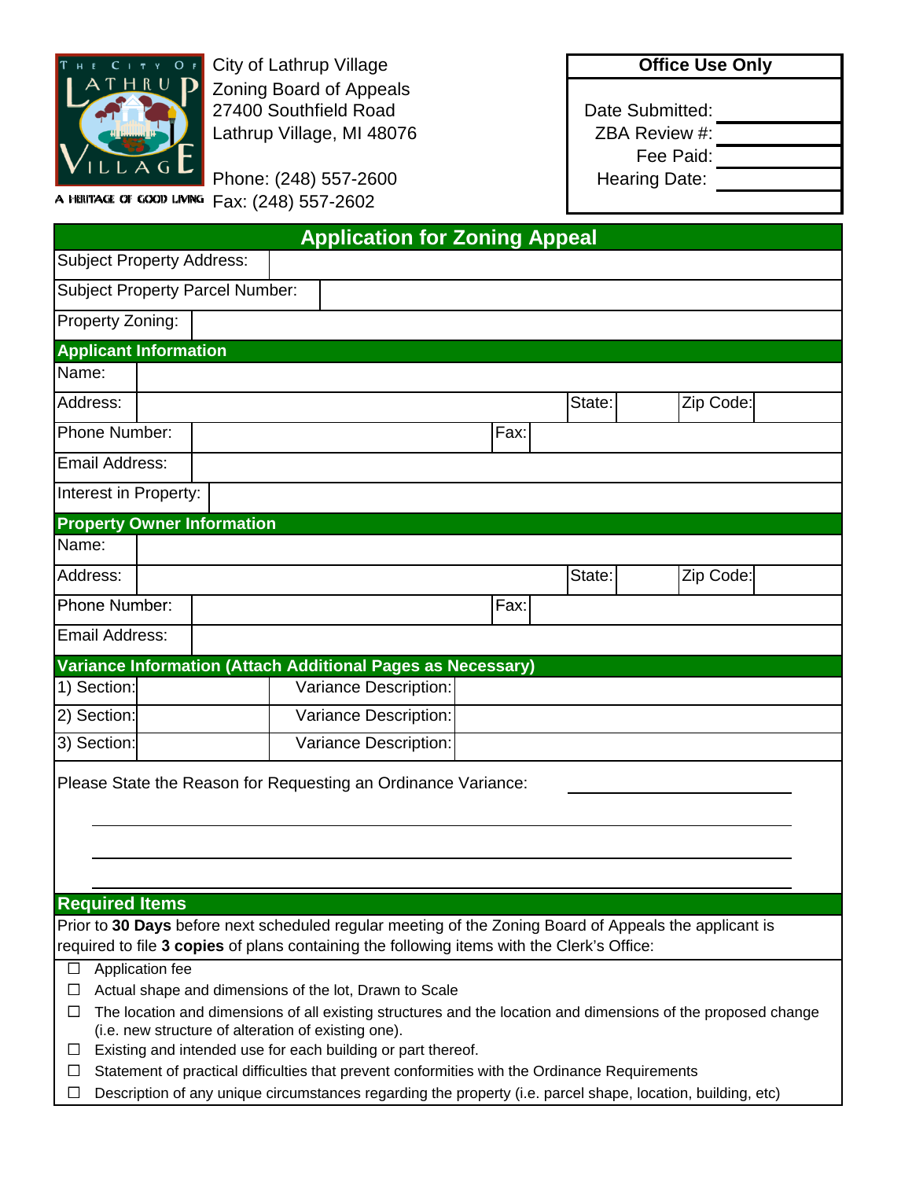City of Lathrup Village
Zoning Board of Appeals
27400 Southfield Road
Lathrup Village, MI 48076

Phone: (248) 557-2600
Fax: (248) 557-2602

A HERITAGE OF GOOD LIVING

| Office Use Only | |
|---|---|
| Date Submitted: | |
| ZBA Review #: | |
| Fee Paid: | |
| Hearing Date: | |

# Application for Zoning Appeal

| | |
|---|---|
| Subject Property Address: | |
| Subject Property Parcel Number: | |
| Property Zoning: | |

## Applicant Information

| | | | | | |
|---|---|---|---|---|---|
| Name: | | | | | |
| Address: | | State: | | Zip Code: | |
| Phone Number: | | Fax: | | | |
| Email Address: | | | | | |
| Interest in Property: | | | | | |

## Property Owner Information

| | | | | | |
|---|---|---|---|---|---|
| Name: | | | | | |
| Address: | | State: | | Zip Code: | |
| Phone Number: | | Fax: | | | |
| Email Address: | | | | | |

## Variance Information (Attach Additional Pages as Necessary)

| | | | |
|---|---|---|---|
| 1) Section: | | Variance Description: | |
| 2) Section: | | Variance Description: | |
| 3) Section: | | Variance Description: | |

Please State the Reason for Requesting an Ordinance Variance: ______________________

______________________________________________________________

______________________________________________________________

______________________________________________________________

## Required Items

Prior to **30 Days** before next scheduled regular meeting of the Zoning Board of Appeals the applicant is required to file **3 copies** of plans containing the following items with the Clerk's Office:

- ☐ Application fee
- ☐ Actual shape and dimensions of the lot, Drawn to Scale
- ☐ The location and dimensions of all existing structures and the location and dimensions of the proposed change (i.e. new structure of alteration of existing one).
- ☐ Existing and intended use for each building or part thereof.
- ☐ Statement of practical difficulties that prevent conformities with the Ordinance Requirements
- ☐ Description of any unique circumstances regarding the property (i.e. parcel shape, location, building, etc)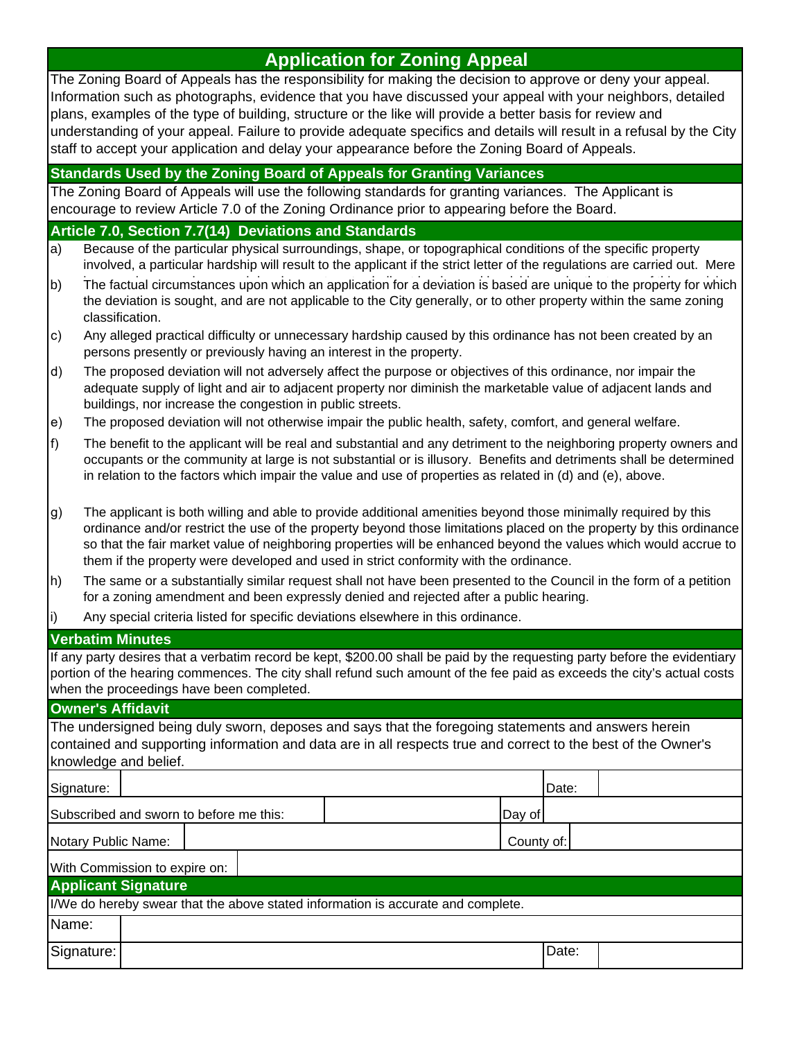# Application for Zoning Appeal

The Zoning Board of Appeals has the responsibility for making the decision to approve or deny your appeal. Information such as photographs, evidence that you have discussed your appeal with your neighbors, detailed plans, examples of the type of building, structure or the like will provide a better basis for review and understanding of your appeal. Failure to provide adequate specifics and details will result in a refusal by the City staff to accept your application and delay your appearance before the Zoning Board of Appeals.

## Standards Used by the Zoning Board of Appeals for Granting Variances

The Zoning Board of Appeals will use the following standards for granting variances. The Applicant is encourage to review Article 7.0 of the Zoning Ordinance prior to appearing before the Board.

## Article 7.0, Section 7.7(14) Deviations and Standards

a) Because of the particular physical surroundings, shape, or topographical conditions of the specific property involved, a particular hardship will result to the applicant if the strict letter of the regulations are carried out. Mere

b) The factual circumstances upon which an application for a deviation is based are unique to the property for which the deviation is sought, and are not applicable to the City generally, or to other property within the same zoning classification.

c) Any alleged practical difficulty or unnecessary hardship caused by this ordinance has not been created by an persons presently or previously having an interest in the property.

d) The proposed deviation will not adversely affect the purpose or objectives of this ordinance, nor impair the adequate supply of light and air to adjacent property nor diminish the marketable value of adjacent lands and buildings, nor increase the congestion in public streets.

e) The proposed deviation will not otherwise impair the public health, safety, comfort, and general welfare.

f) The benefit to the applicant will be real and substantial and any detriment to the neighboring property owners and occupants or the community at large is not substantial or is illusory. Benefits and detriments shall be determined in relation to the factors which impair the value and use of properties as related in (d) and (e), above.

g) The applicant is both willing and able to provide additional amenities beyond those minimally required by this ordinance and/or restrict the use of the property beyond those limitations placed on the property by this ordinance so that the fair market value of neighboring properties will be enhanced beyond the values which would accrue to them if the property were developed and used in strict conformity with the ordinance.

h) The same or a substantially similar request shall not have been presented to the Council in the form of a petition for a zoning amendment and been expressly denied and rejected after a public hearing.

i) Any special criteria listed for specific deviations elsewhere in this ordinance.

## Verbatim Minutes

If any party desires that a verbatim record be kept, $200.00 shall be paid by the requesting party before the evidentiary portion of the hearing commences. The city shall refund such amount of the fee paid as exceeds the city's actual costs when the proceedings have been completed.

## Owner's Affidavit

The undersigned being duly sworn, deposes and says that the foregoing statements and answers herein contained and supporting information and data are in all respects true and correct to the best of the Owner's knowledge and belief.

| | | | |
|---|---|---|---|
| Signature: | | Date: | |
| Subscribed and sworn to before me this: | | Day of | |
| Notary Public Name: | | County of: | |
| With Commission to expire on: | | | |

## Applicant Signature

I/We do hereby swear that the above stated information is accurate and complete.

| | | | |
|---|---|---|---|
| Name: | | | |
| Signature: | | Date: | |